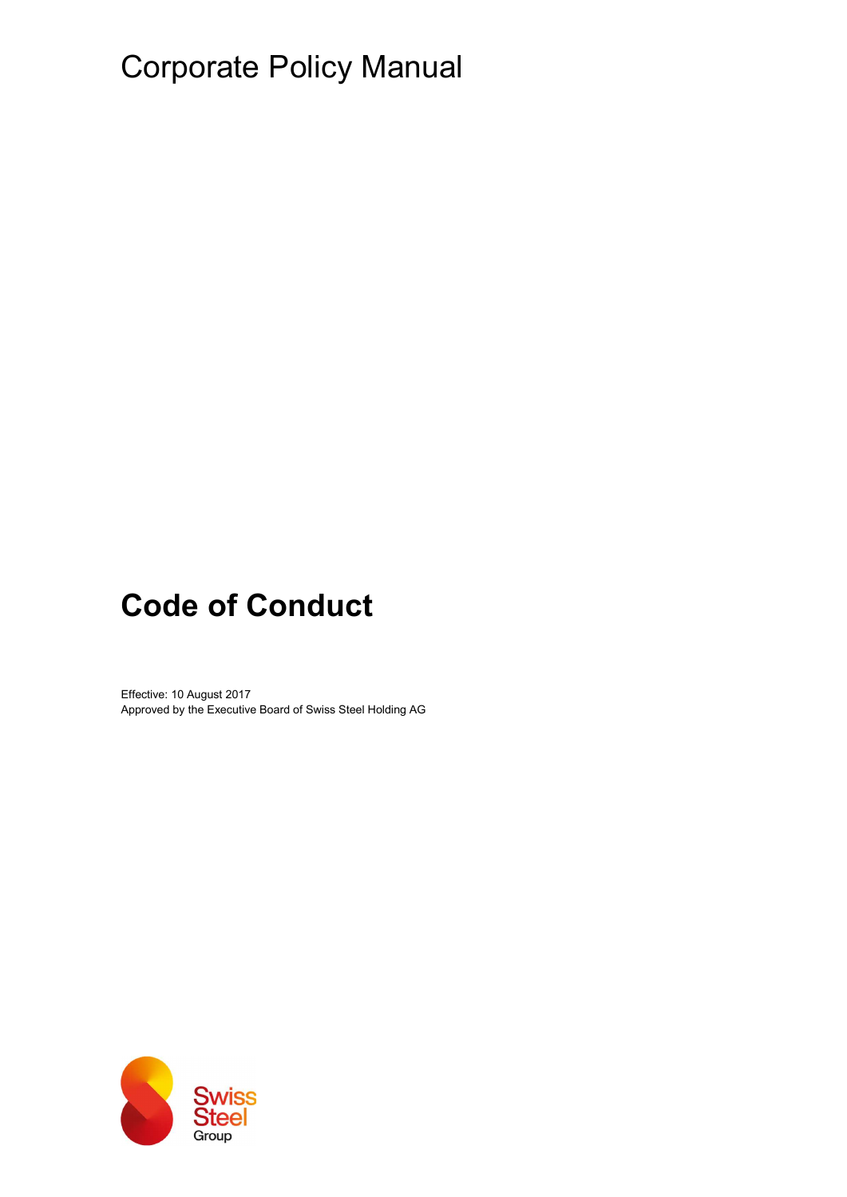Corporate Policy Manual

# Code of Conduct

Effective: 10 August 2017
Approved by the Executive Board of Swiss Steel Holding AG

Swiss Steel Group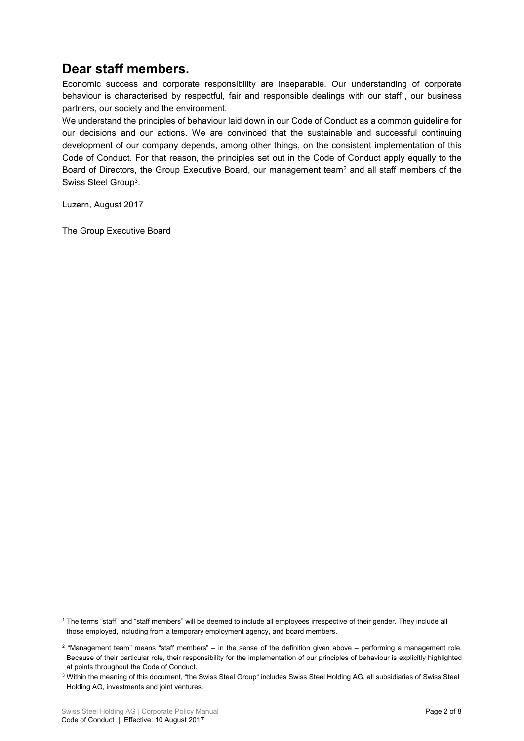## Dear staff members.

Economic success and corporate responsibility are inseparable. Our understanding of corporate behaviour is characterised by respectful, fair and responsible dealings with our staff[1], our business partners, our society and the environment.

We understand the principles of behaviour laid down in our Code of Conduct as a common guideline for our decisions and our actions. We are convinced that the sustainable and successful continuing development of our company depends, among other things, on the consistent implementation of this Code of Conduct. For that reason, the principles set out in the Code of Conduct apply equally to the Board of Directors, the Group Executive Board, our management team[2] and all staff members of the Swiss Steel Group[3].

Luzern, August 2017

The Group Executive Board

[1] The terms "staff" and "staff members" will be deemed to include all employees irrespective of their gender. They include all those employed, including from a temporary employment agency, and board members.

[2] "Management team" means "staff members" – in the sense of the definition given above – performing a management role. Because of their particular role, their responsibility for the implementation of our principles of behaviour is explicitly highlighted at points throughout the Code of Conduct.

[3] Within the meaning of this document, "the Swiss Steel Group" includes Swiss Steel Holding AG, all subsidiaries of Swiss Steel Holding AG, investments and joint ventures.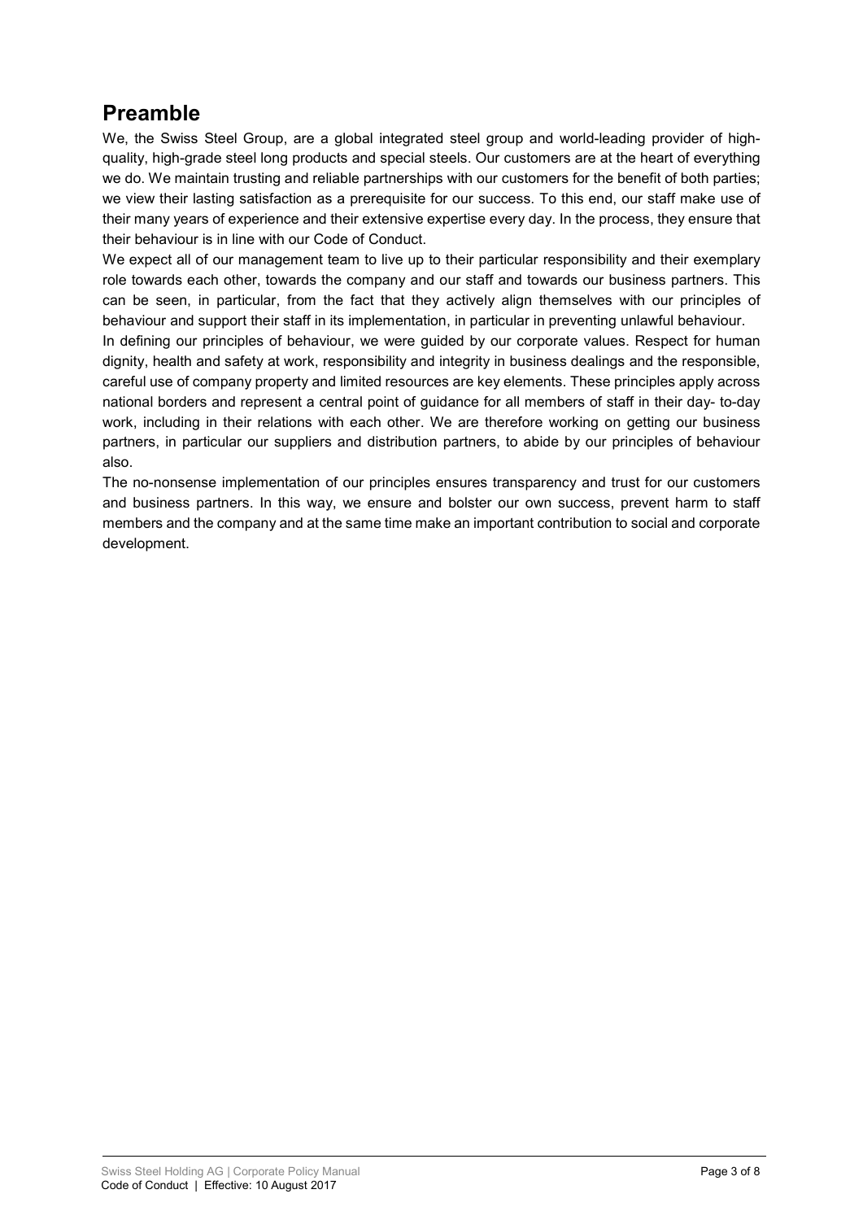## Preamble

We, the Swiss Steel Group, are a global integrated steel group and world-leading provider of high-quality, high-grade steel long products and special steels. Our customers are at the heart of everything we do. We maintain trusting and reliable partnerships with our customers for the benefit of both parties; we view their lasting satisfaction as a prerequisite for our success. To this end, our staff make use of their many years of experience and their extensive expertise every day. In the process, they ensure that their behaviour is in line with our Code of Conduct.

We expect all of our management team to live up to their particular responsibility and their exemplary role towards each other, towards the company and our staff and towards our business partners. This can be seen, in particular, from the fact that they actively align themselves with our principles of behaviour and support their staff in its implementation, in particular in preventing unlawful behaviour.

In defining our principles of behaviour, we were guided by our corporate values. Respect for human dignity, health and safety at work, responsibility and integrity in business dealings and the responsible, careful use of company property and limited resources are key elements. These principles apply across national borders and represent a central point of guidance for all members of staff in their day- to-day work, including in their relations with each other. We are therefore working on getting our business partners, in particular our suppliers and distribution partners, to abide by our principles of behaviour also.

The no-nonsense implementation of our principles ensures transparency and trust for our customers and business partners. In this way, we ensure and bolster our own success, prevent harm to staff members and the company and at the same time make an important contribution to social and corporate development.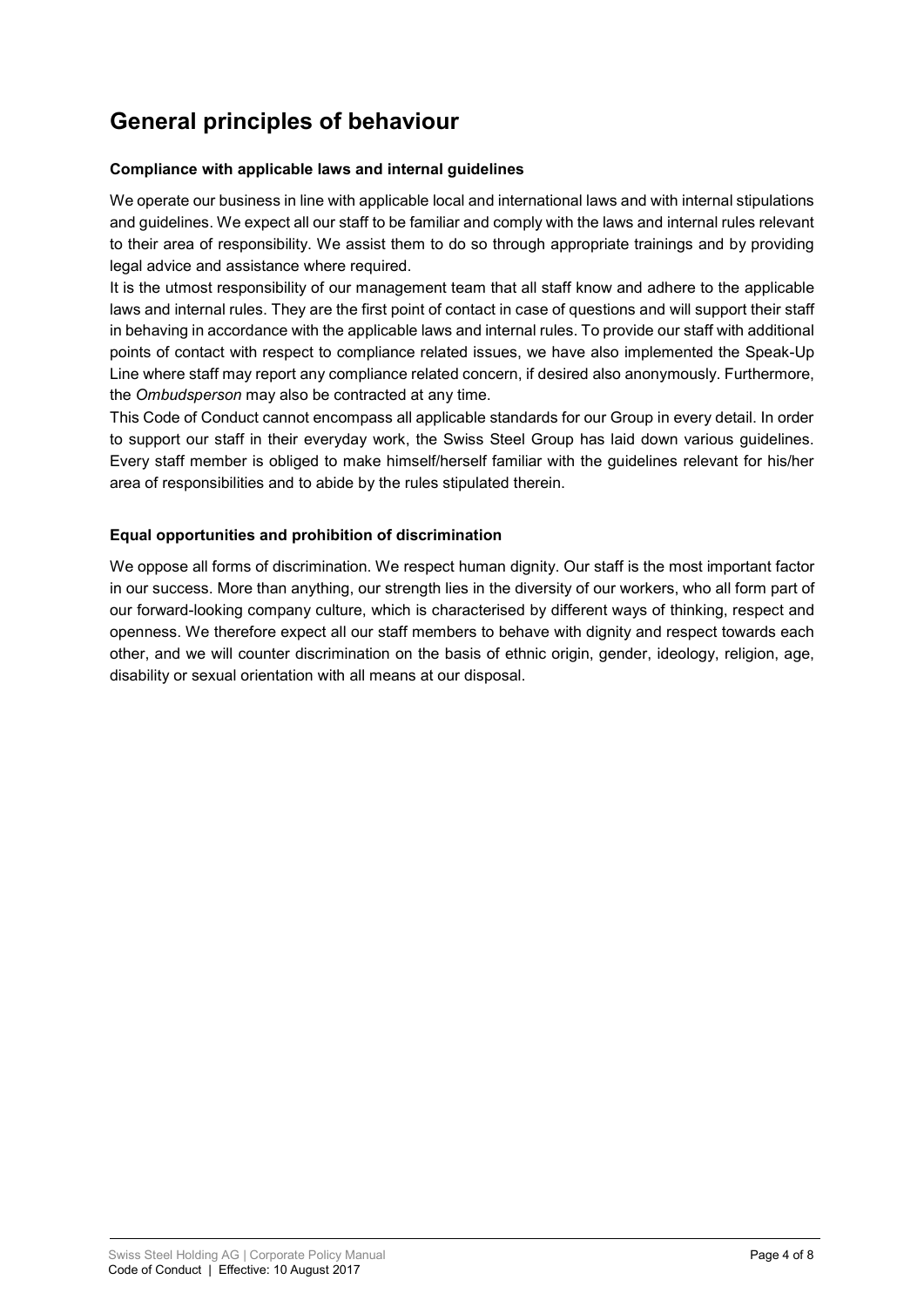# General principles of behaviour

**Compliance with applicable laws and internal guidelines**

We operate our business in line with applicable local and international laws and with internal stipulations and guidelines. We expect all our staff to be familiar and comply with the laws and internal rules relevant to their area of responsibility. We assist them to do so through appropriate trainings and by providing legal advice and assistance where required.

It is the utmost responsibility of our management team that all staff know and adhere to the applicable laws and internal rules. They are the first point of contact in case of questions and will support their staff in behaving in accordance with the applicable laws and internal rules. To provide our staff with additional points of contact with respect to compliance related issues, we have also implemented the Speak-Up Line where staff may report any compliance related concern, if desired also anonymously. Furthermore, the *Ombudsperson* may also be contracted at any time.

This Code of Conduct cannot encompass all applicable standards for our Group in every detail. In order to support our staff in their everyday work, the Swiss Steel Group has laid down various guidelines. Every staff member is obliged to make himself/herself familiar with the guidelines relevant for his/her area of responsibilities and to abide by the rules stipulated therein.

**Equal opportunities and prohibition of discrimination**

We oppose all forms of discrimination. We respect human dignity. Our staff is the most important factor in our success. More than anything, our strength lies in the diversity of our workers, who all form part of our forward-looking company culture, which is characterised by different ways of thinking, respect and openness. We therefore expect all our staff members to behave with dignity and respect towards each other, and we will counter discrimination on the basis of ethnic origin, gender, ideology, religion, age, disability or sexual orientation with all means at our disposal.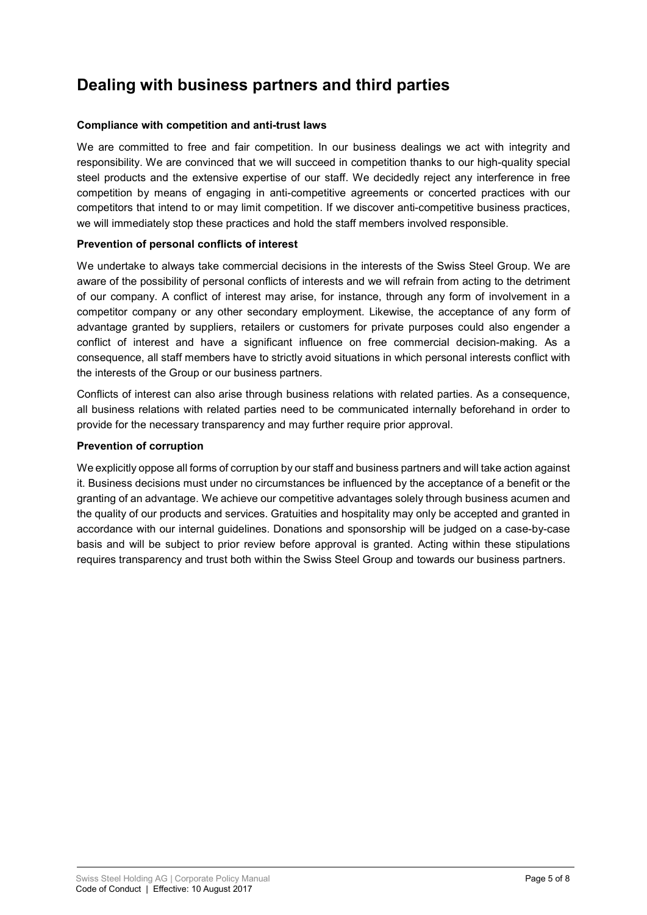# Dealing with business partners and third parties

### Compliance with competition and anti-trust laws

We are committed to free and fair competition. In our business dealings we act with integrity and responsibility. We are convinced that we will succeed in competition thanks to our high-quality special steel products and the extensive expertise of our staff. We decidedly reject any interference in free competition by means of engaging in anti-competitive agreements or concerted practices with our competitors that intend to or may limit competition. If we discover anti-competitive business practices, we will immediately stop these practices and hold the staff members involved responsible.

### Prevention of personal conflicts of interest

We undertake to always take commercial decisions in the interests of the Swiss Steel Group. We are aware of the possibility of personal conflicts of interests and we will refrain from acting to the detriment of our company. A conflict of interest may arise, for instance, through any form of involvement in a competitor company or any other secondary employment. Likewise, the acceptance of any form of advantage granted by suppliers, retailers or customers for private purposes could also engender a conflict of interest and have a significant influence on free commercial decision-making. As a consequence, all staff members have to strictly avoid situations in which personal interests conflict with the interests of the Group or our business partners.

Conflicts of interest can also arise through business relations with related parties. As a consequence, all business relations with related parties need to be communicated internally beforehand in order to provide for the necessary transparency and may further require prior approval.

### Prevention of corruption

We explicitly oppose all forms of corruption by our staff and business partners and will take action against it. Business decisions must under no circumstances be influenced by the acceptance of a benefit or the granting of an advantage. We achieve our competitive advantages solely through business acumen and the quality of our products and services. Gratuities and hospitality may only be accepted and granted in accordance with our internal guidelines. Donations and sponsorship will be judged on a case-by-case basis and will be subject to prior review before approval is granted. Acting within these stipulations requires transparency and trust both within the Swiss Steel Group and towards our business partners.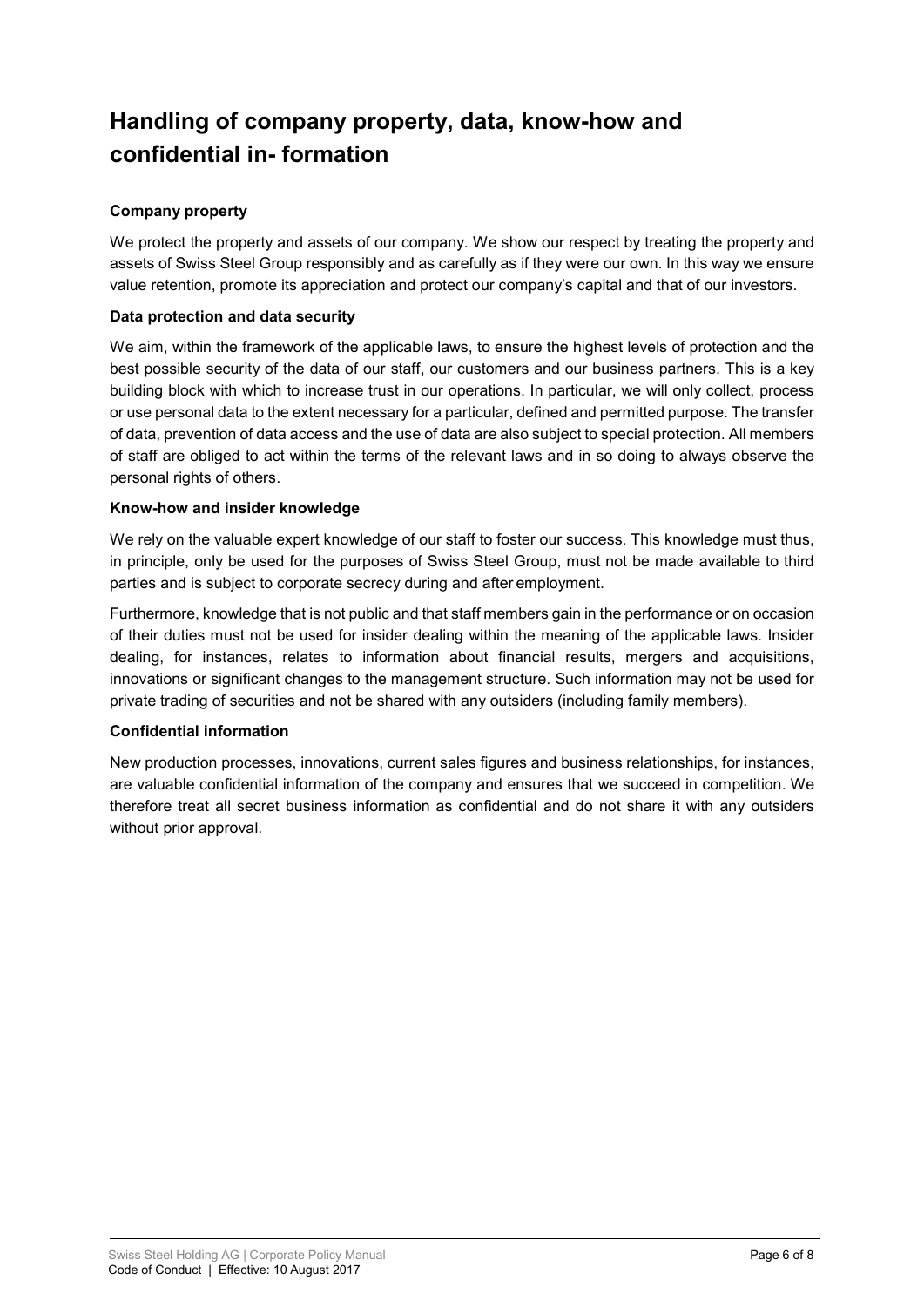# Handling of company property, data, know-how and confidential in- formation

### Company property

We protect the property and assets of our company. We show our respect by treating the property and assets of Swiss Steel Group responsibly and as carefully as if they were our own. In this way we ensure value retention, promote its appreciation and protect our company's capital and that of our investors.

### Data protection and data security

We aim, within the framework of the applicable laws, to ensure the highest levels of protection and the best possible security of the data of our staff, our customers and our business partners. This is a key building block with which to increase trust in our operations. In particular, we will only collect, process or use personal data to the extent necessary for a particular, defined and permitted purpose. The transfer of data, prevention of data access and the use of data are also subject to special protection. All members of staff are obliged to act within the terms of the relevant laws and in so doing to always observe the personal rights of others.

### Know-how and insider knowledge

We rely on the valuable expert knowledge of our staff to foster our success. This knowledge must thus, in principle, only be used for the purposes of Swiss Steel Group, must not be made available to third parties and is subject to corporate secrecy during and after employment.

Furthermore, knowledge that is not public and that staff members gain in the performance or on occasion of their duties must not be used for insider dealing within the meaning of the applicable laws. Insider dealing, for instances, relates to information about financial results, mergers and acquisitions, innovations or significant changes to the management structure. Such information may not be used for private trading of securities and not be shared with any outsiders (including family members).

### Confidential information

New production processes, innovations, current sales figures and business relationships, for instances, are valuable confidential information of the company and ensures that we succeed in competition. We therefore treat all secret business information as confidential and do not share it with any outsiders without prior approval.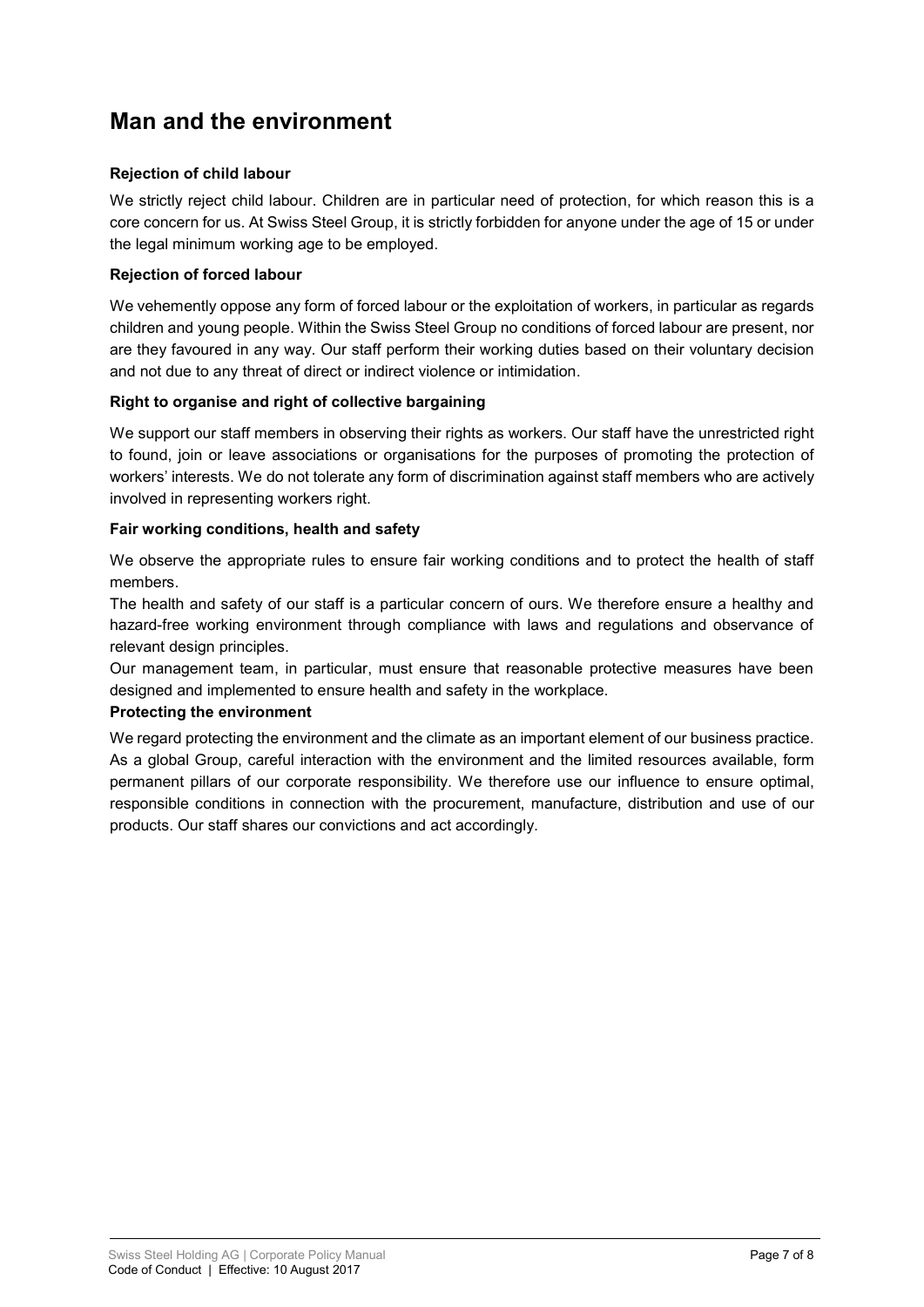## Man and the environment

### Rejection of child labour

We strictly reject child labour. Children are in particular need of protection, for which reason this is a core concern for us. At Swiss Steel Group, it is strictly forbidden for anyone under the age of 15 or under the legal minimum working age to be employed.

### Rejection of forced labour

We vehemently oppose any form of forced labour or the exploitation of workers, in particular as regards children and young people. Within the Swiss Steel Group no conditions of forced labour are present, nor are they favoured in any way. Our staff perform their working duties based on their voluntary decision and not due to any threat of direct or indirect violence or intimidation.

### Right to organise and right of collective bargaining

We support our staff members in observing their rights as workers. Our staff have the unrestricted right to found, join or leave associations or organisations for the purposes of promoting the protection of workers' interests. We do not tolerate any form of discrimination against staff members who are actively involved in representing workers right.

### Fair working conditions, health and safety

We observe the appropriate rules to ensure fair working conditions and to protect the health of staff members.

The health and safety of our staff is a particular concern of ours. We therefore ensure a healthy and hazard-free working environment through compliance with laws and regulations and observance of relevant design principles.

Our management team, in particular, must ensure that reasonable protective measures have been designed and implemented to ensure health and safety in the workplace.

### Protecting the environment

We regard protecting the environment and the climate as an important element of our business practice. As a global Group, careful interaction with the environment and the limited resources available, form permanent pillars of our corporate responsibility. We therefore use our influence to ensure optimal, responsible conditions in connection with the procurement, manufacture, distribution and use of our products. Our staff shares our convictions and act accordingly.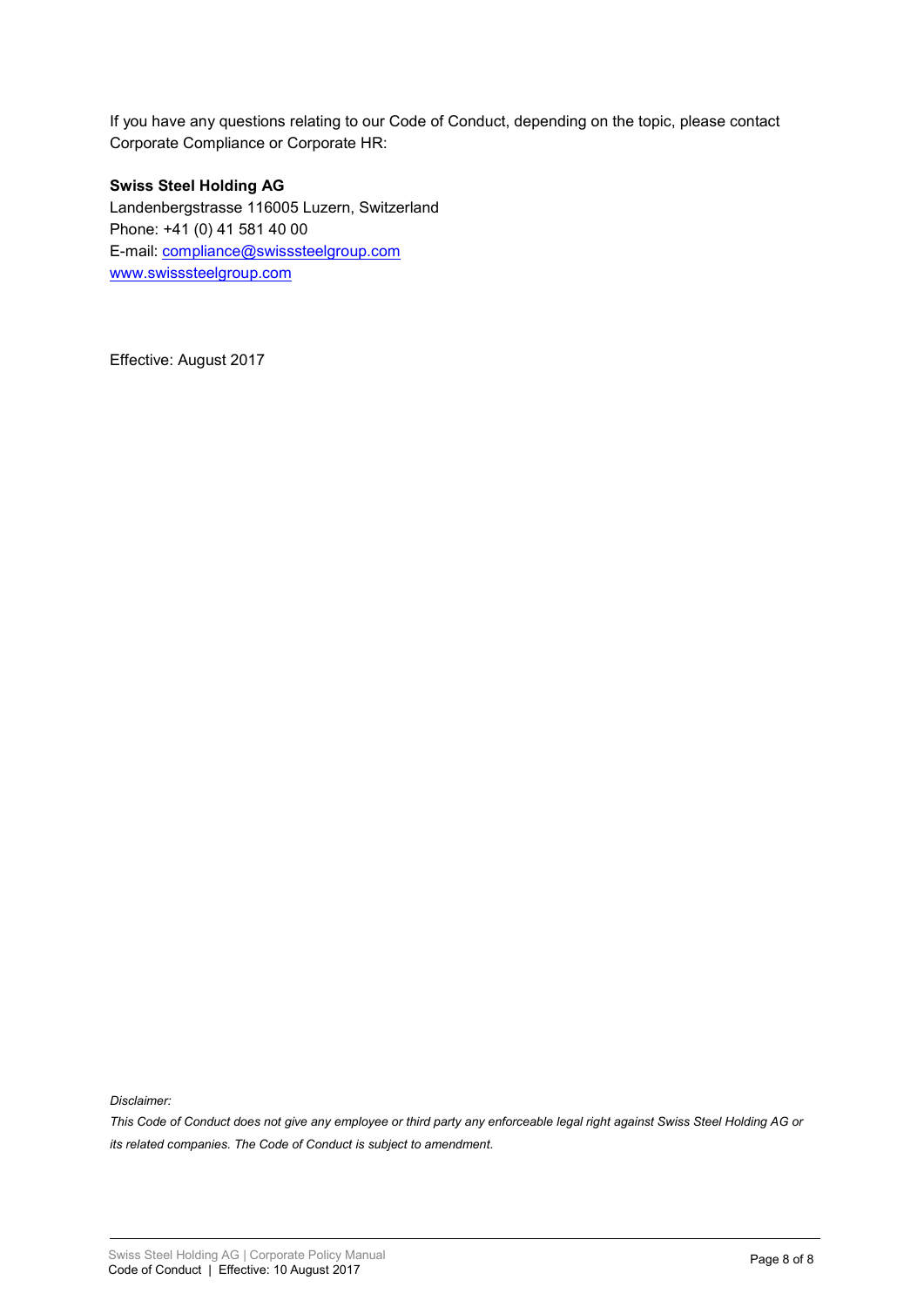If you have any questions relating to our Code of Conduct, depending on the topic, please contact Corporate Compliance or Corporate HR:

**Swiss Steel Holding AG**
Landenbergstrasse 116005 Luzern, Switzerland
Phone: +41 (0) 41 581 40 00
E-mail: compliance@swisssteelgroup.com
www.swisssteelgroup.com

Effective: August 2017

*Disclaimer:*

*This Code of Conduct does not give any employee or third party any enforceable legal right against Swiss Steel Holding AG or its related companies. The Code of Conduct is subject to amendment.*